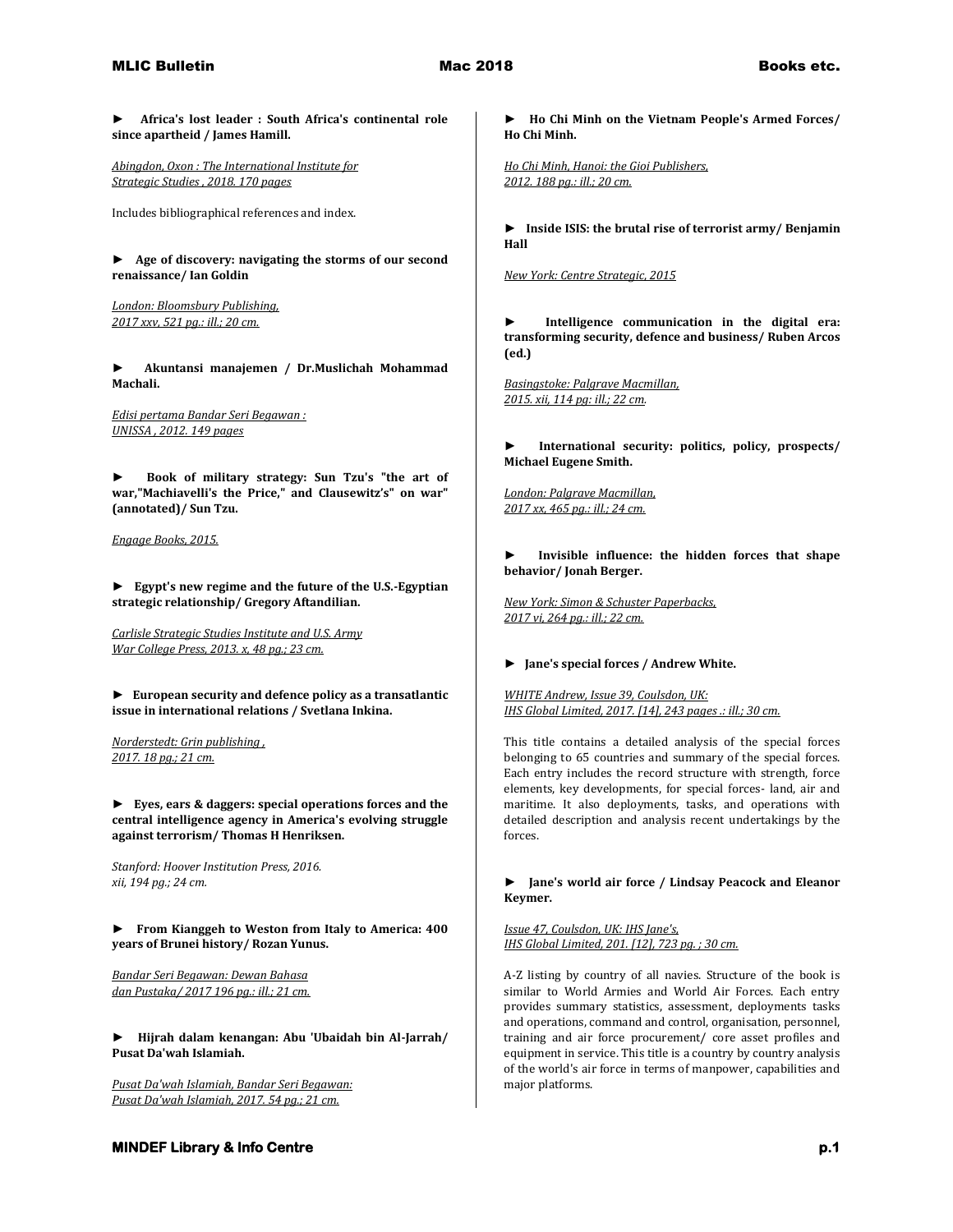**► Africa's lost leader : South Africa's continental role since apartheid / James Hamill.**

Abingdon, Oxon : The International Institute for Strategic Studies , 2018. 170 pages

Includes bibliographical references and index.

**► Age of discovery: navigating the storms of our second renaissance/ Ian Goldin**

London: Bloomsbury Publishing, 2017 xxv, 521 pg.: ill.; 20 cm.

**► Akuntansi manajemen / Dr.Muslichah Mohammad Machali.**

Edisi pertama Bandar Seri Begawan : UNISSA , 2012. 149 pages

**► Book of military strategy: Sun Tzu's "the art of war,"Machiavelli's the Price," and Clausewitz's" on war" (annotated)/ Sun Tzu.**

Engage Books, 2015.

**► Egypt's new regime and the future of the U.S.-Egyptian strategic relationship/ Gregory Aftandilian.**

Carlisle Strategic Studies Institute and U.S. Army War College Press, 2013. x, 48 pg.; 23 cm.

**► European security and defence policy as a transatlantic issue in international relations / Svetlana Inkina.**

Norderstedt: Grin publishing , 2017. 18 pg.; 21 cm.

**► Eyes, ears & daggers: special operations forces and the central intelligence agency in America's evolving struggle against terrorism/ Thomas H Henriksen.**

*Stanford: Hoover Institution Press, 2016. xii, 194 pg.; 24 cm.*

**► From Kianggeh to Weston from Italy to America: 400 years of Brunei history/ Rozan Yunus.**

Bandar Seri Begawan: Dewan Bahasa dan Pustaka/ 2017 196 pg.: ill.; 21 cm.

**► Hijrah dalam kenangan: Abu 'Ubaidah bin Al-Jarrah/ Pusat Da'wah Islamiah.**

Pusat Da'wah Islamiah, Bandar Seri Begawan: Pusat Da'wah Islamiah, 2017. 54 pg.; 21 cm.

**► Ho Chi Minh on the Vietnam People's Armed Forces/ Ho Chi Minh.**

Ho Chi Minh, Hanoi: the Gioi Publishers, 2012. 188 pg.: ill.; 20 cm.

**► Inside ISIS: the brutal rise of terrorist army/ Benjamin Hall**

New York: Centre Strategic, 2015

**► Intelligence communication in the digital era: transforming security, defence and business/ Ruben Arcos (ed.)**

Basingstoke: Palgrave Macmillan, 2015. xii, 114 pg: ill.; 22 cm.

**► International security: politics, policy, prospects/ Michael Eugene Smith.**

London: Palgrave Macmillan, 2017 xx, 465 pg.: ill.; 24 cm.

**► Invisible influence: the hidden forces that shape behavior/ Jonah Berger.**

New York: Simon & Schuster Paperbacks, 2017 vi, 264 pg.: ill.; 22 cm.

**► Jane's special forces / Andrew White.**

WHITE Andrew, Issue 39, Coulsdon, UK: IHS Global Limited, 2017. [14], 243 pages .: ill.; 30 cm.

This title contains a detailed analysis of the special forces belonging to 65 countries and summary of the special forces. Each entry includes the record structure with strength, force elements, key developments, for special forces- land, air and maritime. It also deployments, tasks, and operations with detailed description and analysis recent undertakings by the forces.

**► Jane's world air force / Lindsay Peacock and Eleanor Keymer.**

Issue 47, Coulsdon, UK: IHS Jane's, IHS Global Limited, 201. [12], 723 pg. ; 30 cm.

A-Z listing by country of all navies. Structure of the book is similar to World Armies and World Air Forces. Each entry provides summary statistics, assessment, deployments tasks and operations, command and control, organisation, personnel, training and air force procurement/ core asset profiles and equipment in service. This title is a country by country analysis of the world's air force in terms of manpower, capabilities and major platforms.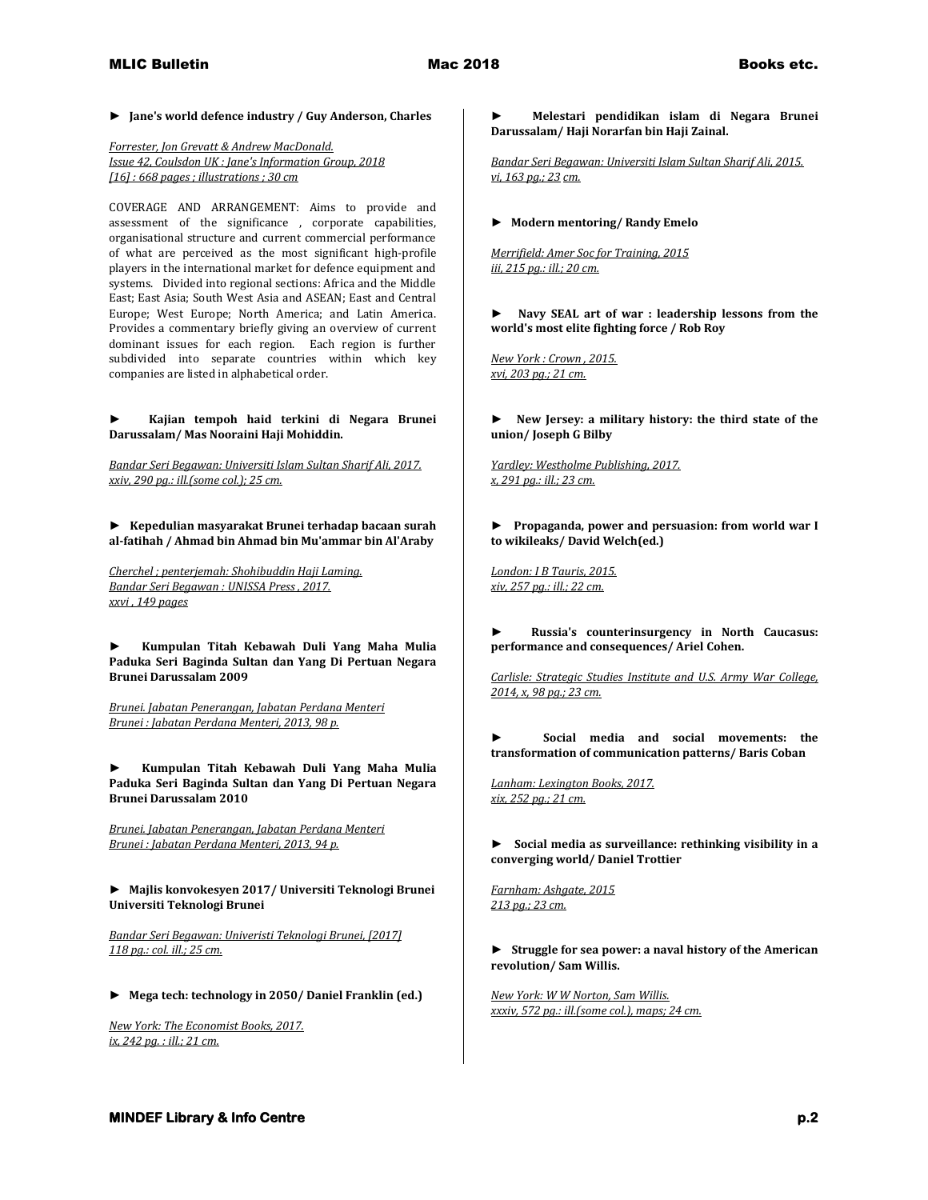► **Jane's world defence industry / Guy Anderson, Charles**

*Forrester, Jon Grevatt & Andrew MacDonald.*
*Issue 42, Coulsdon UK : Jane's Information Group, 2018*
*[16] : 668 pages ; illustrations ; 30 cm*

COVERAGE AND ARRANGEMENT: Aims to provide and assessment of the significance , corporate capabilities, organisational structure and current commercial performance of what are perceived as the most significant high-profile players in the international market for defence equipment and systems. Divided into regional sections: Africa and the Middle East; East Asia; South West Asia and ASEAN; East and Central Europe; West Europe; North America; and Latin America. Provides a commentary briefly giving an overview of current dominant issues for each region. Each region is further subdivided into separate countries within which key companies are listed in alphabetical order.

► **Kajian tempoh haid terkini di Negara Brunei Darussalam/ Mas Nooraini Haji Mohiddin.**

*Bandar Seri Begawan: Universiti Islam Sultan Sharif Ali, 2017.*
*xxiv, 290 pg.: ill.(some col.); 25 cm.*

► **Kepedulian masyarakat Brunei terhadap bacaan surah al-fatihah / Ahmad bin Ahmad bin Mu'ammar bin Al'Araby**

*Cherchel ; penterjemah: Shohibuddin Haji Laming.*
*Bandar Seri Begawan : UNISSA Press , 2017.*
*xxvi , 149 pages*

► **Kumpulan Titah Kebawah Duli Yang Maha Mulia Paduka Seri Baginda Sultan dan Yang Di Pertuan Negara Brunei Darussalam 2009**

*Brunei. Jabatan Penerangan, Jabatan Perdana Menteri*
*Brunei : Jabatan Perdana Menteri, 2013, 98 p.*

► **Kumpulan Titah Kebawah Duli Yang Maha Mulia Paduka Seri Baginda Sultan dan Yang Di Pertuan Negara Brunei Darussalam 2010**

*Brunei. Jabatan Penerangan, Jabatan Perdana Menteri*
*Brunei : Jabatan Perdana Menteri, 2013, 94 p.*

► **Majlis konvokesyen 2017/ Universiti Teknologi Brunei Universiti Teknologi Brunei**

*Bandar Seri Begawan: Univeristi Teknologi Brunei, [2017]*
*118 pg.: col. ill.; 25 cm.*

► **Mega tech: technology in 2050/ Daniel Franklin (ed.)**

*New York: The Economist Books, 2017.*
*ix, 242 pg. : ill.; 21 cm.*

► **Melestari pendidikan islam di Negara Brunei Darussalam/ Haji Norarfan bin Haji Zainal.**

*Bandar Seri Begawan: Universiti Islam Sultan Sharif Ali, 2015.*
*vi, 163 pg.; 23 cm.*

► **Modern mentoring/ Randy Emelo**

*Merrifield: Amer Soc for Training, 2015*
*iii, 215 pg.: ill.; 20 cm.*

► **Navy SEAL art of war : leadership lessons from the world's most elite fighting force / Rob Roy**

*New York : Crown , 2015.*
*xvi, 203 pg.; 21 cm.*

► **New Jersey: a military history: the third state of the union/ Joseph G Bilby**

*Yardley: Westholme Publishing, 2017.*
*x, 291 pg.: ill.; 23 cm.*

► **Propaganda, power and persuasion: from world war I to wikileaks/ David Welch(ed.)**

*London: I B Tauris, 2015.*
*xiv, 257 pg.: ill.; 22 cm.*

► **Russia's counterinsurgency in North Caucasus: performance and consequences/ Ariel Cohen.**

*Carlisle: Strategic Studies Institute and U.S. Army War College, 2014, x, 98 pg.; 23 cm.*

► **Social media and social movements: the transformation of communication patterns/ Baris Coban**

*Lanham: Lexington Books, 2017.*
*xix, 252 pg.; 21 cm.*

► **Social media as surveillance: rethinking visibility in a converging world/ Daniel Trottier**

*Farnham: Ashgate, 2015*
*213 pg.; 23 cm.*

► **Struggle for sea power: a naval history of the American revolution/ Sam Willis.**

*New York: W W Norton, Sam Willis.*
*xxxiv, 572 pg.: ill.(some col.), maps; 24 cm.*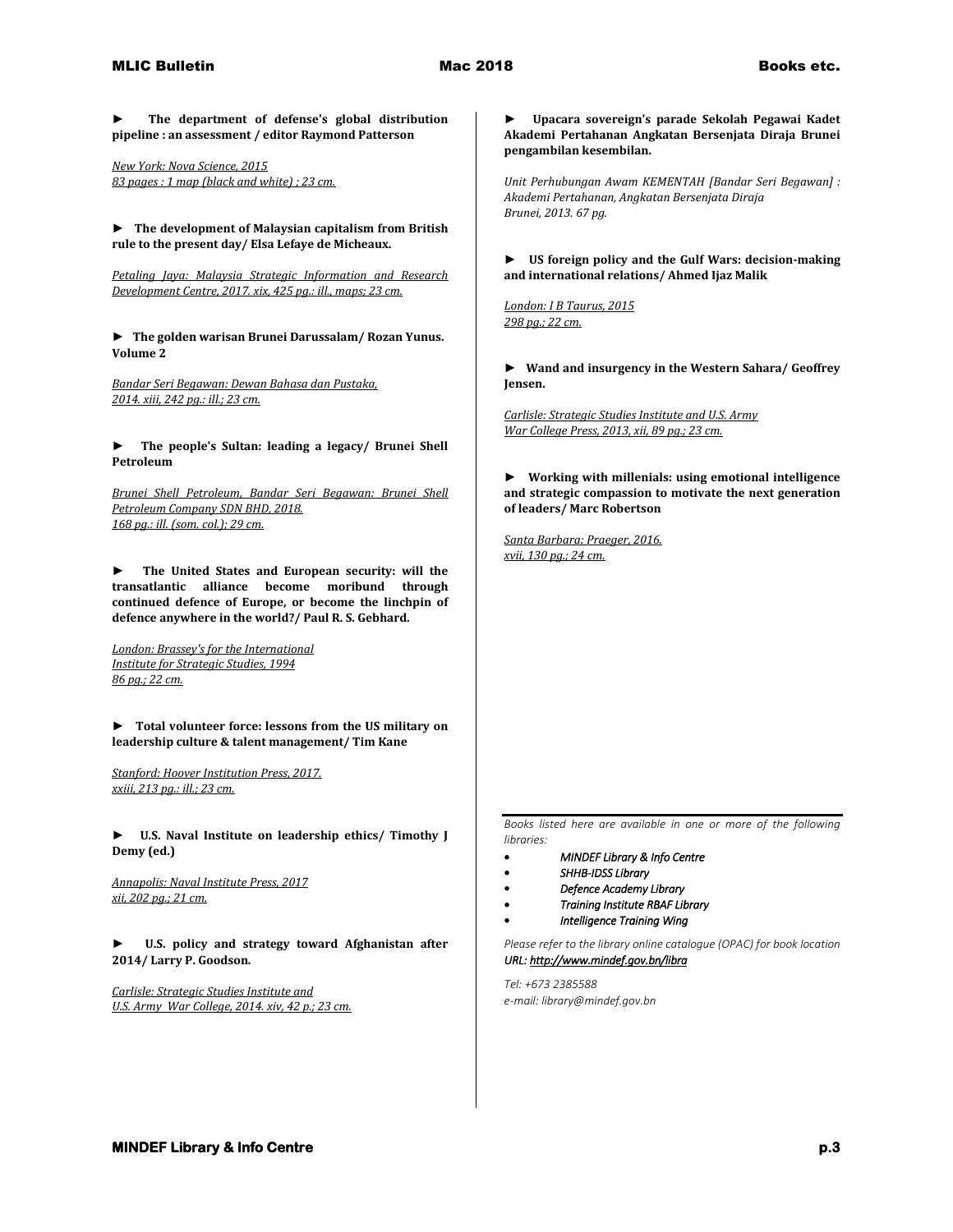► **The department of defense's global distribution pipeline : an assessment / editor Raymond Patterson**

New York: Nova Science, 2015
83 pages : 1 map (black and white) ; 23 cm.

► **The development of Malaysian capitalism from British rule to the present day/ Elsa Lefaye de Micheaux.**

Petaling Jaya: Malaysia Strategic Information and Research Development Centre, 2017. xix, 425 pg.: ill., maps; 23 cm.

► **The golden warisan Brunei Darussalam/ Rozan Yunus. Volume 2**

Bandar Seri Begawan: Dewan Bahasa dan Pustaka, 2014. xiii, 242 pg.: ill.; 23 cm.

► **The people's Sultan: leading a legacy/ Brunei Shell Petroleum**

Brunei Shell Petroleum, Bandar Seri Begawan: Brunei Shell Petroleum Company SDN BHD, 2018.
168 pg.: ill. (som. col.); 29 cm.

► **The United States and European security: will the transatlantic alliance become moribund through continued defence of Europe, or become the linchpin of defence anywhere in the world?/ Paul R. S. Gebhard.**

London: Brassey's for the International Institute for Strategic Studies, 1994
86 pg.; 22 cm.

► **Total volunteer force: lessons from the US military on leadership culture & talent management/ Tim Kane**

Stanford: Hoover Institution Press, 2017.
xxiii, 213 pg.: ill.; 23 cm.

► **U.S. Naval Institute on leadership ethics/ Timothy J Demy (ed.)**

Annapolis: Naval Institute Press, 2017
xii, 202 pg.; 21 cm.

► **U.S. policy and strategy toward Afghanistan after 2014/ Larry P. Goodson.**

Carlisle: Strategic Studies Institute and U.S. Army War College, 2014. xiv, 42 p.; 23 cm.

► **Upacara sovereign's parade Sekolah Pegawai Kadet Akademi Pertahanan Angkatan Bersenjata Diraja Brunei pengambilan kesembilan.**

*Unit Perhubungan Awam KEMENTAH [Bandar Seri Begawan] : Akademi Pertahanan, Angkatan Bersenjata Diraja Brunei, 2013. 67 pg.*

► **US foreign policy and the Gulf Wars: decision-making and international relations/ Ahmed Ijaz Malik**

London: I B Taurus, 2015
298 pg.; 22 cm.

► **Wand and insurgency in the Western Sahara/ Geoffrey Jensen.**

Carlisle: Strategic Studies Institute and U.S. Army War College Press, 2013, xii, 89 pg.; 23 cm.

► **Working with millenials: using emotional intelligence and strategic compassion to motivate the next generation of leaders/ Marc Robertson**

Santa Barbara: Praeger, 2016.
xvii, 130 pg.; 24 cm.

---

*Books listed here are available in one or more of the following libraries:*

- *MINDEF Library & Info Centre*
- *SHHB-IDSS Library*
- *Defence Academy Library*
- *Training Institute RBAF Library*
- *Intelligence Training Wing*

*Please refer to the library online catalogue (OPAC) for book location*
*URL: http://www.mindef.gov.bn/libra*

*Tel: +673 2385588*
*e-mail: library@mindef.gov.bn*